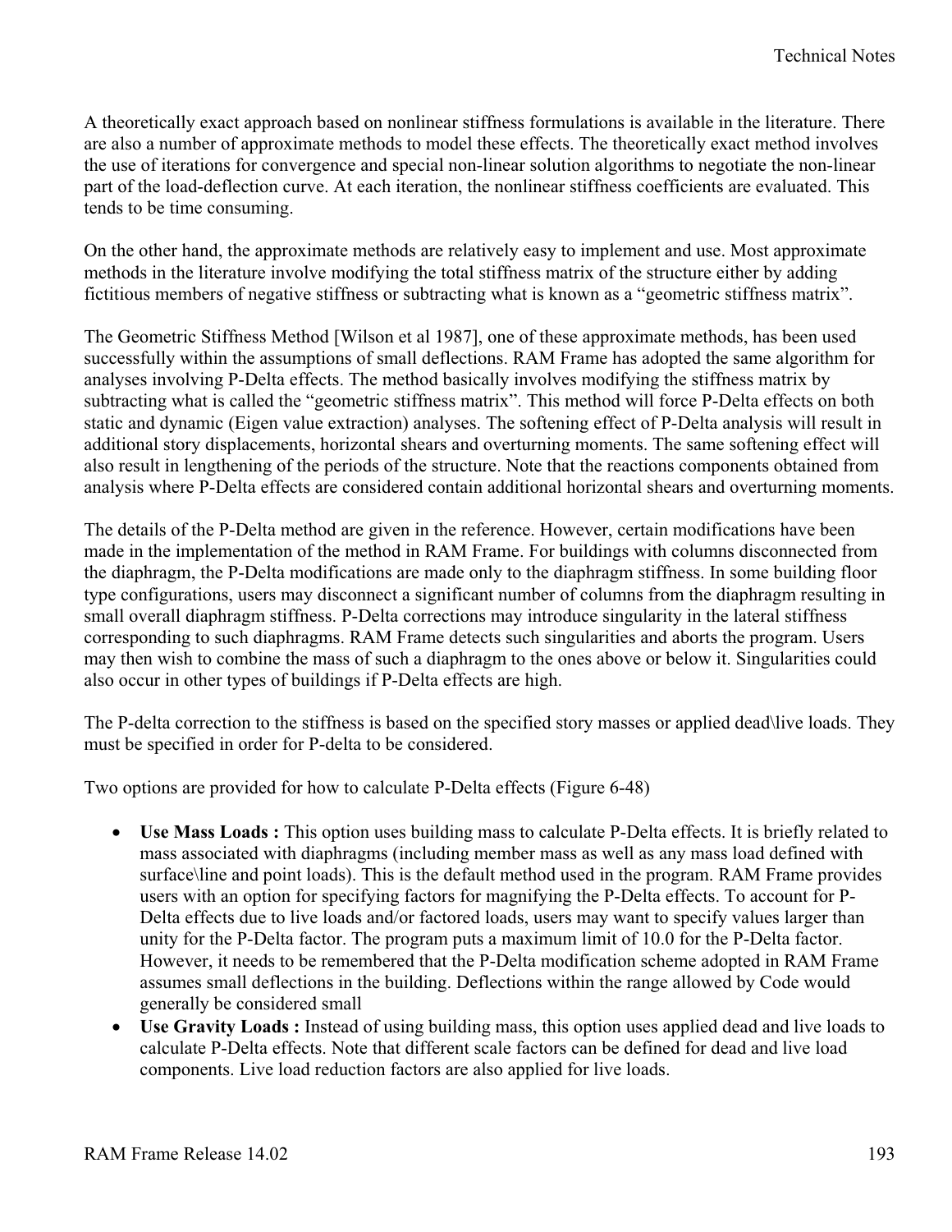A theoretically exact approach based on nonlinear stiffness formulations is available in the literature. There are also a number of approximate methods to model these effects. The theoretically exact method involves the use of iterations for convergence and special non-linear solution algorithms to negotiate the non-linear part of the load-deflection curve. At each iteration, the nonlinear stiffness coefficients are evaluated. This tends to be time consuming.

On the other hand, the approximate methods are relatively easy to implement and use. Most approximate methods in the literature involve modifying the total stiffness matrix of the structure either by adding fictitious members of negative stiffness or subtracting what is known as a "geometric stiffness matrix".

The Geometric Stiffness Method [Wilson et al 1987], one of these approximate methods, has been used successfully within the assumptions of small deflections. RAM Frame has adopted the same algorithm for analyses involving P-Delta effects. The method basically involves modifying the stiffness matrix by subtracting what is called the "geometric stiffness matrix". This method will force P-Delta effects on both static and dynamic (Eigen value extraction) analyses. The softening effect of P-Delta analysis will result in additional story displacements, horizontal shears and overturning moments. The same softening effect will also result in lengthening of the periods of the structure. Note that the reactions components obtained from analysis where P-Delta effects are considered contain additional horizontal shears and overturning moments.

The details of the P-Delta method are given in the reference. However, certain modifications have been made in the implementation of the method in RAM Frame. For buildings with columns disconnected from the diaphragm, the P-Delta modifications are made only to the diaphragm stiffness. In some building floor type configurations, users may disconnect a significant number of columns from the diaphragm resulting in small overall diaphragm stiffness. P-Delta corrections may introduce singularity in the lateral stiffness corresponding to such diaphragms. RAM Frame detects such singularities and aborts the program. Users may then wish to combine the mass of such a diaphragm to the ones above or below it. Singularities could also occur in other types of buildings if P-Delta effects are high.

The P-delta correction to the stiffness is based on the specified story masses or applied dead\live loads. They must be specified in order for P-delta to be considered.

Two options are provided for how to calculate P-Delta effects (Figure 6-48)

- **Use Mass Loads :** This option uses building mass to calculate P-Delta effects. It is briefly related to mass associated with diaphragms (including member mass as well as any mass load defined with surface\line and point loads). This is the default method used in the program. RAM Frame provides users with an option for specifying factors for magnifying the P-Delta effects. To account for P-Delta effects due to live loads and/or factored loads, users may want to specify values larger than unity for the P-Delta factor. The program puts a maximum limit of 10.0 for the P-Delta factor. However, it needs to be remembered that the P-Delta modification scheme adopted in RAM Frame assumes small deflections in the building. Deflections within the range allowed by Code would generally be considered small
- **Use Gravity Loads :** Instead of using building mass, this option uses applied dead and live loads to calculate P-Delta effects. Note that different scale factors can be defined for dead and live load components. Live load reduction factors are also applied for live loads.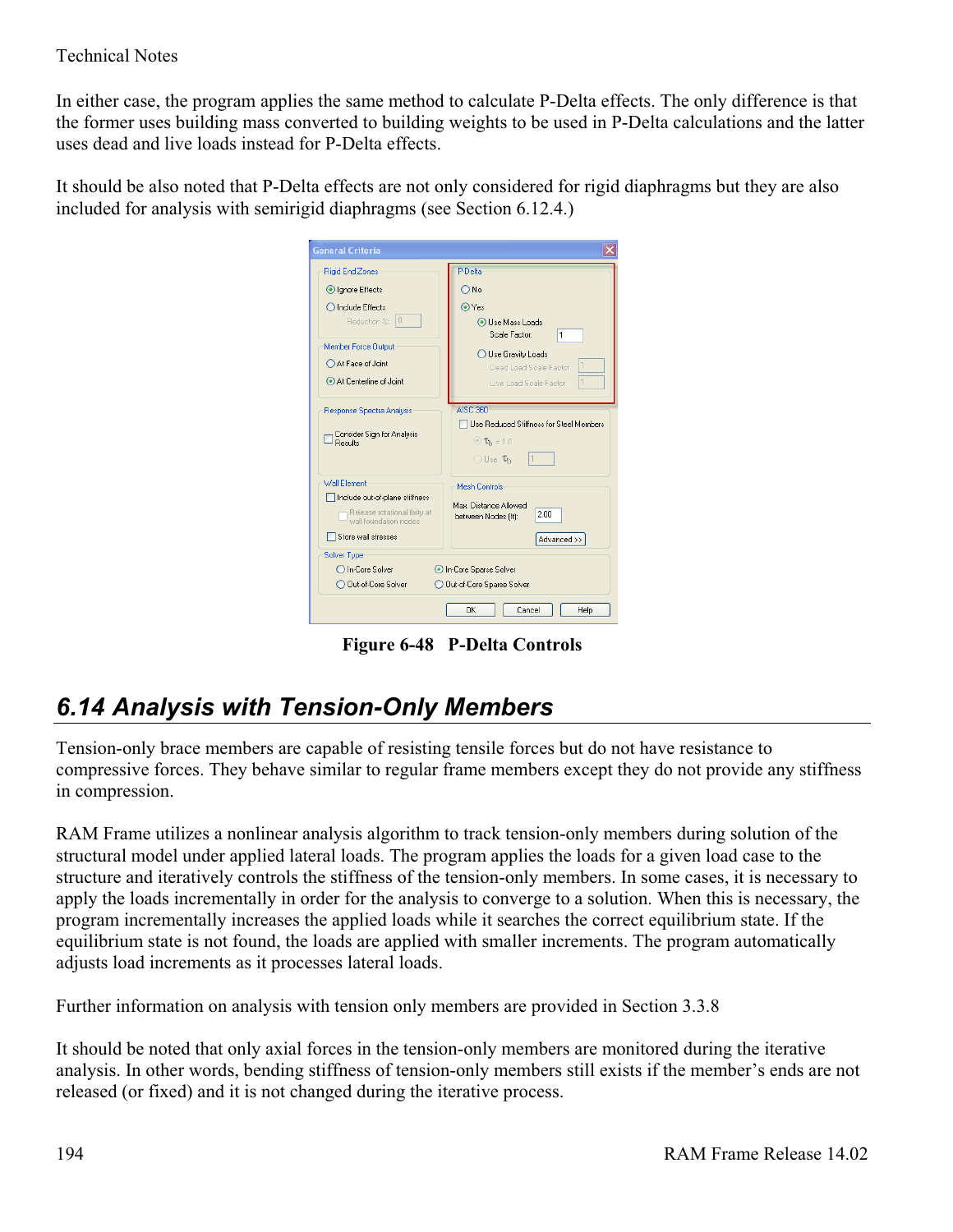In either case, the program applies the same method to calculate P-Delta effects. The only difference is that the former uses building mass converted to building weights to be used in P-Delta calculations and the latter uses dead and live loads instead for P-Delta effects.

It should be also noted that P-Delta effects are not only considered for rigid diaphragms but they are also included for analysis with semirigid diaphragms (see Section 6.12.4.)

**Figure 6-48 P-Delta Controls**

## 6.14 Analysis with Tension-Only Members

Tension-only brace members are capable of resisting tensile forces but do not have resistance to compressive forces. They behave similar to regular frame members except they do not provide any stiffness in compression.

RAM Frame utilizes a nonlinear analysis algorithm to track tension-only members during solution of the structural model under applied lateral loads. The program applies the loads for a given load case to the structure and iteratively controls the stiffness of the tension-only members. In some cases, it is necessary to apply the loads incrementally in order for the analysis to converge to a solution. When this is necessary, the program incrementally increases the applied loads while it searches the correct equilibrium state. If the equilibrium state is not found, the loads are applied with smaller increments. The program automatically adjusts load increments as it processes lateral loads.

Further information on analysis with tension only members are provided in Section 3.3.8

It should be noted that only axial forces in the tension-only members are monitored during the iterative analysis. In other words, bending stiffness of tension-only members still exists if the member's ends are not released (or fixed) and it is not changed during the iterative process.